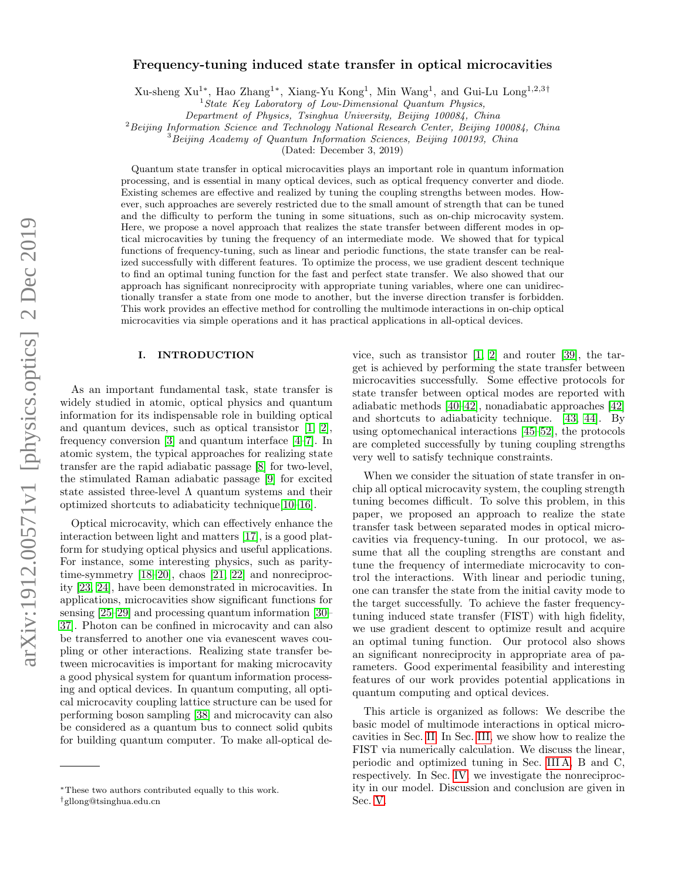# Frequency-tuning induced state transfer in optical microcavities

Xu-sheng Xu[1*], Hao Zhang[1*], Xiang-Yu Kong[1], Min Wang[1], and Gui-Lu Long[1,2,3†]

[1] *State Key Laboratory of Low-Dimensional Quantum Physics, Department of Physics, Tsinghua University, Beijing 100084, China*

[2] *Beijing Information Science and Technology National Research Center, Beijing 100084, China*

[3] *Beijing Academy of Quantum Information Sciences, Beijing 100193, China*

(Dated: December 3, 2019)

Quantum state transfer in optical microcavities plays an important role in quantum information processing, and is essential in many optical devices, such as optical frequency converter and diode. Existing schemes are effective and realized by tuning the coupling strengths between modes. However, such approaches are severely restricted due to the small amount of strength that can be tuned and the difficulty to perform the tuning in some situations, such as on-chip microcavity system. Here, we propose a novel approach that realizes the state transfer between different modes in optical microcavities by tuning the frequency of an intermediate mode. We showed that for typical functions of frequency-tuning, such as linear and periodic functions, the state transfer can be realized successfully with different features. To optimize the process, we use gradient descent technique to find an optimal tuning function for the fast and perfect state transfer. We also showed that our approach has significant nonreciprocity with appropriate tuning variables, where one can unidirectionally transfer a state from one mode to another, but the inverse direction transfer is forbidden. This work provides an effective method for controlling the multimode interactions in on-chip optical microcavities via simple operations and it has practical applications in all-optical devices.

## I. INTRODUCTION

As an important fundamental task, state transfer is widely studied in atomic, optical physics and quantum information for its indispensable role in building optical and quantum devices, such as optical transistor [1, 2], frequency conversion [3] and quantum interface [4–7]. In atomic system, the typical approaches for realizing state transfer are the rapid adiabatic passage [8] for two-level, the stimulated Raman adiabatic passage [9] for excited state assisted three-level $\Lambda$ quantum systems and their optimized shortcuts to adiabaticity technique[10–16].

Optical microcavity, which can effectively enhance the interaction between light and matters [17], is a good platform for studying optical physics and useful applications. For instance, some interesting physics, such as parity-time-symmetry [18–20], chaos [21, 22] and nonreciprocity [23, 24], have been demonstrated in microcavities. In applications, microcavities show significant functions for sensing [25–29] and processing quantum information [30–37]. Photon can be confined in microcavity and can also be transferred to another one via evanescent waves coupling or other interactions. Realizing state transfer between microcavities is important for making microcavity a good physical system for quantum information processing and optical devices. In quantum computing, all optical microcavity coupling lattice structure can be used for performing boson sampling [38] and microcavity can also be considered as a quantum bus to connect solid qubits for building quantum computer. To make all-optical device, such as transistor [1, 2] and router [39], the target is achieved by performing the state transfer between microcavities successfully. Some effective protocols for state transfer between optical modes are reported with adiabatic methods [40–42], nonadiabatic approaches [42] and shortcuts to adiabaticity technique. [43, 44]. By using optomechanical interactions [45–52], the protocols are completed successfully by tuning coupling strengths very well to satisfy technique constraints.

When we consider the situation of state transfer in on-chip all optical microcavity system, the coupling strength tuning becomes difficult. To solve this problem, in this paper, we proposed an approach to realize the state transfer task between separated modes in optical microcavities via frequency-tuning. In our protocol, we assume that all the coupling strengths are constant and tune the frequency of intermediate microcavity to control the interactions. With linear and periodic tuning, one can transfer the state from the initial cavity mode to the target successfully. To achieve the faster frequency-tuning induced state transfer (FIST) with high fidelity, we use gradient descent to optimize result and acquire an optimal tuning function. Our protocol also shows an significant nonreciprocity in appropriate area of parameters. Good experimental feasibility and interesting features of our work provides potential applications in quantum computing and optical devices.

This article is organized as follows: We describe the basic model of multimode interactions in optical microcavities in Sec. II. In Sec. III, we show how to realize the FIST via numerically calculation. We discuss the linear, periodic and optimized tuning in Sec. III A, B and C, respectively. In Sec. IV, we investigate the nonreciprocity in our model. Discussion and conclusion are given in Sec. V.

---

*These two authors contributed equally to this work.

†gllong@tsinghua.edu.cn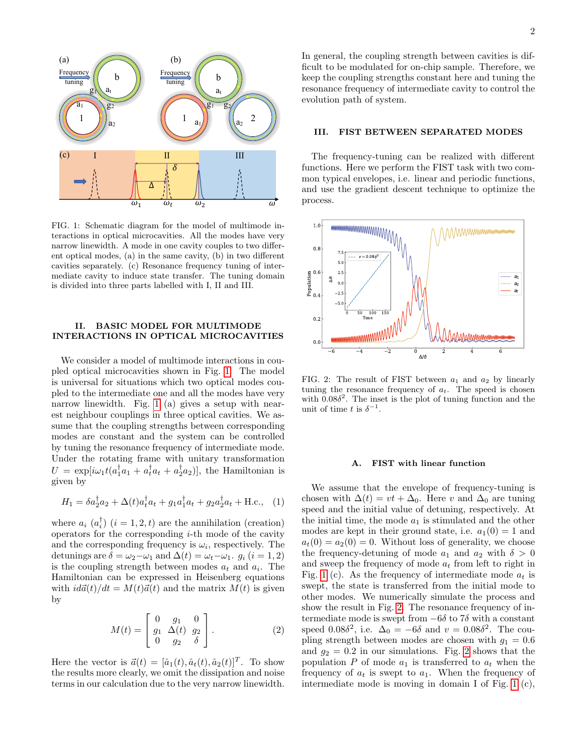FIG. 1: Schematic diagram for the model of multimode interactions in optical microcavities. All the modes have very narrow linewidth. A mode in one cavity couples to two different optical modes, (a) in the same cavity, (b) in two different cavities separately. (c) Resonance frequency tuning of intermediate cavity to induce state transfer. The tuning domain is divided into three parts labelled with I, II and III.

## II. BASIC MODEL FOR MULTIMODE INTERACTIONS IN OPTICAL MICROCAVITIES

We consider a model of multimode interactions in coupled optical microcavities shown in Fig. 1. The model is universal for situations which two optical modes coupled to the intermediate one and all the modes have very narrow linewidth. Fig. 1 (a) gives a setup with nearest neighbour couplings in three optical cavities. We assume that the coupling strengths between corresponding modes are constant and the system can be controlled by tuning the resonance frequency of intermediate mode. Under the rotating frame with unitary transformation $U = \exp[i\omega_1 t(a_1^\dagger a_1 + a_t^\dagger a_t + a_2^\dagger a_2)]$, the Hamiltonian is given by

$$H_1 = \delta a_2^\dagger a_2 + \Delta(t) a_t^\dagger a_t + g_1 a_1^\dagger a_t + g_2 a_2^\dagger a_t + \text{H.c.}, \quad (1)$$

where $a_i$ ($a_i^\dagger$) ($i = 1, 2, t$) are the annihilation (creation) operators for the corresponding $i$-th mode of the cavity and the corresponding frequency is $\omega_i$, respectively. The detunings are $\delta = \omega_2 - \omega_1$ and $\Delta(t) = \omega_t - \omega_1$. $g_i$ ($i = 1, 2$) is the coupling strength between modes $a_t$ and $a_i$. The Hamiltonian can be expressed in Heisenberg equations with $id\vec{a}(t)/dt = M(t)\vec{a}(t)$ and the matrix $M(t)$ is given by

$$M(t) = \begin{bmatrix} 0 & g_1 & 0 \\ g_1 & \Delta(t) & g_2 \\ 0 & g_2 & \delta \end{bmatrix}. \quad (2)$$

Here the vector is $\vec{a}(t) = [\hat{a}_1(t), \hat{a}_t(t), \hat{a}_2(t)]^T$. To show the results more clearly, we omit the dissipation and noise terms in our calculation due to the very narrow linewidth.

In general, the coupling strength between cavities is difficult to be modulated for on-chip sample. Therefore, we keep the coupling strengths constant here and tuning the resonance frequency of intermediate cavity to control the evolution path of system.

## III. FIST BETWEEN SEPARATED MODES

The frequency-tuning can be realized with different functions. Here we perform the FIST task with two common typical envelopes, i.e. linear and periodic functions, and use the gradient descent technique to optimize the process.

FIG. 2: The result of FIST between $a_1$ and $a_2$ by linearly tuning the resonance frequency of $a_t$. The speed is chosen with $0.08\delta^2$. The inset is the plot of tuning function and the unit of time $t$ is $\delta^{-1}$.

### A. FIST with linear function

We assume that the envelope of frequency-tuning is chosen with $\Delta(t) = vt + \Delta_0$. Here $v$ and $\Delta_0$ are tuning speed and the initial value of detuning, respectively. At the initial time, the mode $a_1$ is stimulated and the other modes are kept in their ground state, i.e. $a_1(0) = 1$ and $a_t(0) = a_2(0) = 0$. Without loss of generality, we choose the frequency-detuning of mode $a_1$ and $a_2$ with $\delta > 0$ and sweep the frequency of mode $a_t$ from left to right in Fig. 1 (c). As the frequency of intermediate mode $a_t$ is swept, the state is transferred from the initial mode to other modes. We numerically simulate the process and show the result in Fig. 2. The resonance frequency of intermediate mode is swept from $-6\delta$ to $7\delta$ with a constant speed $0.08\delta^2$, i.e. $\Delta_0 = -6\delta$ and $v = 0.08\delta^2$. The coupling strength between modes are chosen with $g_1 = 0.6$ and $g_2 = 0.2$ in our simulations. Fig. 2 shows that the population $P$ of mode $a_1$ is transferred to $a_t$ when the frequency of $a_t$ is swept to $a_1$. When the frequency of intermediate mode is moving in domain I of Fig. 1 (c),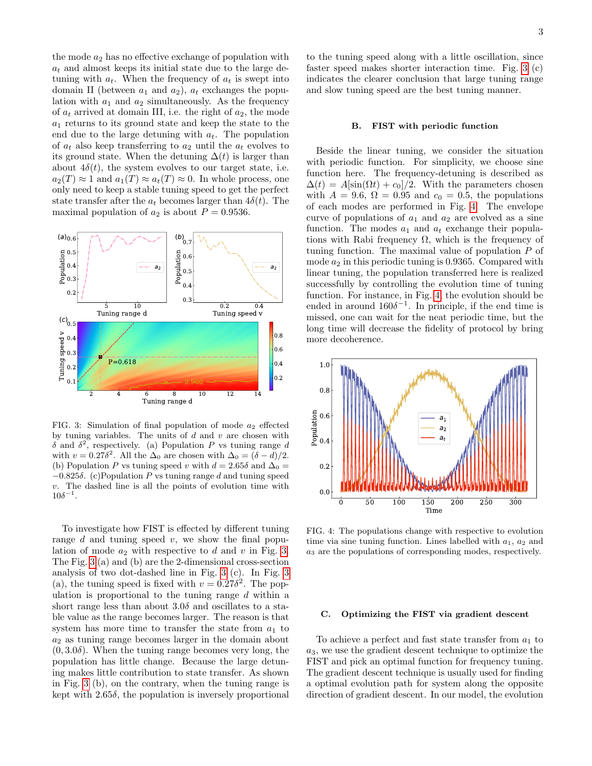the mode $a_2$ has no effective exchange of population with $a_t$ and almost keeps its initial state due to the large detuning with $a_t$. When the frequency of $a_t$ is swept into domain II (between $a_1$ and $a_2$), $a_t$ exchanges the population with $a_1$ and $a_2$ simultaneously. As the frequency of $a_t$ arrived at domain III, i.e. the right of $a_2$, the mode $a_1$ returns to its ground state and keep the state to the end due to the large detuning with $a_t$. The population of $a_t$ also keep transferring to $a_2$ until the $a_t$ evolves to its ground state. When the detuning $\Delta(t)$ is larger than about $4\delta(t)$, the system evolves to our target state, i.e. $a_2(T) \approx 1$ and $a_1(T) \approx a_t(T) \approx 0$. In whole process, one only need to keep a stable tuning speed to get the perfect state transfer after the $a_t$ becomes larger than $4\delta(t)$. The maximal population of $a_2$ is about $P = 0.9536$.

FIG. 3: Simulation of final population of mode $a_2$ effected by tuning variables. The units of $d$ and $v$ are chosen with $\delta$ and $\delta^2$, respectively. (a) Population $P$ vs tuning range $d$ with $v = 0.27\delta^2$. All the $\Delta_0$ are chosen with $\Delta_0 = (\delta - d)/2$. (b) Population $P$ vs tuning speed $v$ with $d = 2.65\delta$ and $\Delta_0 = -0.825\delta$. (c)Population $P$ vs tuning range $d$ and tuning speed $v$. The dashed line is all the points of evolution time with $10\delta^{-1}$.

To investigate how FIST is effected by different tuning range $d$ and tuning speed $v$, we show the final population of mode $a_2$ with respective to $d$ and $v$ in Fig. 3. The Fig. 3 (a) and (b) are the 2-dimensional cross-section analysis of two dot-dashed line in Fig. 3 (c). In Fig. 3 (a), the tuning speed is fixed with $v = 0.27\delta^2$. The population is proportional to the tuning range $d$ within a short range less than about $3.0\delta$ and oscillates to a stable value as the range becomes larger. The reason is that system has more time to transfer the state from $a_1$ to $a_2$ as tuning range becomes larger in the domain about $(0, 3.0\delta)$. When the tuning range becomes very long, the population has little change. Because the large detuning makes little contribution to state transfer. As shown in Fig. 3 (b), on the contrary, when the tuning range is kept with $2.65\delta$, the population is inversely proportional to the tuning speed along with a little oscillation, since faster speed makes shorter interaction time. Fig. 3 (c) indicates the clearer conclusion that large tuning range and slow tuning speed are the best tuning manner.

### B. FIST with periodic function

Beside the linear tuning, we consider the situation with periodic function. For simplicity, we choose sine function here. The frequency-detuning is described as $\Delta(t) = A[\sin(\Omega t) + c_0]/2$. With the parameters chosen with $A = 9.6$, $\Omega = 0.95$ and $c_0 = 0.5$, the populations of each modes are performed in Fig. 4. The envelope curve of populations of $a_1$ and $a_2$ are evolved as a sine function. The modes $a_1$ and $a_t$ exchange their populations with Rabi frequency $\Omega$, which is the frequency of tuning function. The maximal value of population $P$ of mode $a_2$ in this periodic tuning is 0.9365. Compared with linear tuning, the population transferred here is realized successfully by controlling the evolution time of tuning function. For instance, in Fig. 4, the evolution should be ended in around $160\delta^{-1}$. In principle, if the end time is missed, one can wait for the neat periodic time, but the long time will decrease the fidelity of protocol by bring more decoherence.

FIG. 4: The populations change with respective to evolution time via sine tuning function. Lines labelled with $a_1$, $a_2$ and $a_3$ are the populations of corresponding modes, respectively.

### C. Optimizing the FIST via gradient descent

To achieve a perfect and fast state transfer from $a_1$ to $a_3$, we use the gradient descent technique to optimize the FIST and pick an optimal function for frequency tuning. The gradient descent technique is usually used for finding a optimal evolution path for system along the opposite direction of gradient descent. In our model, the evolution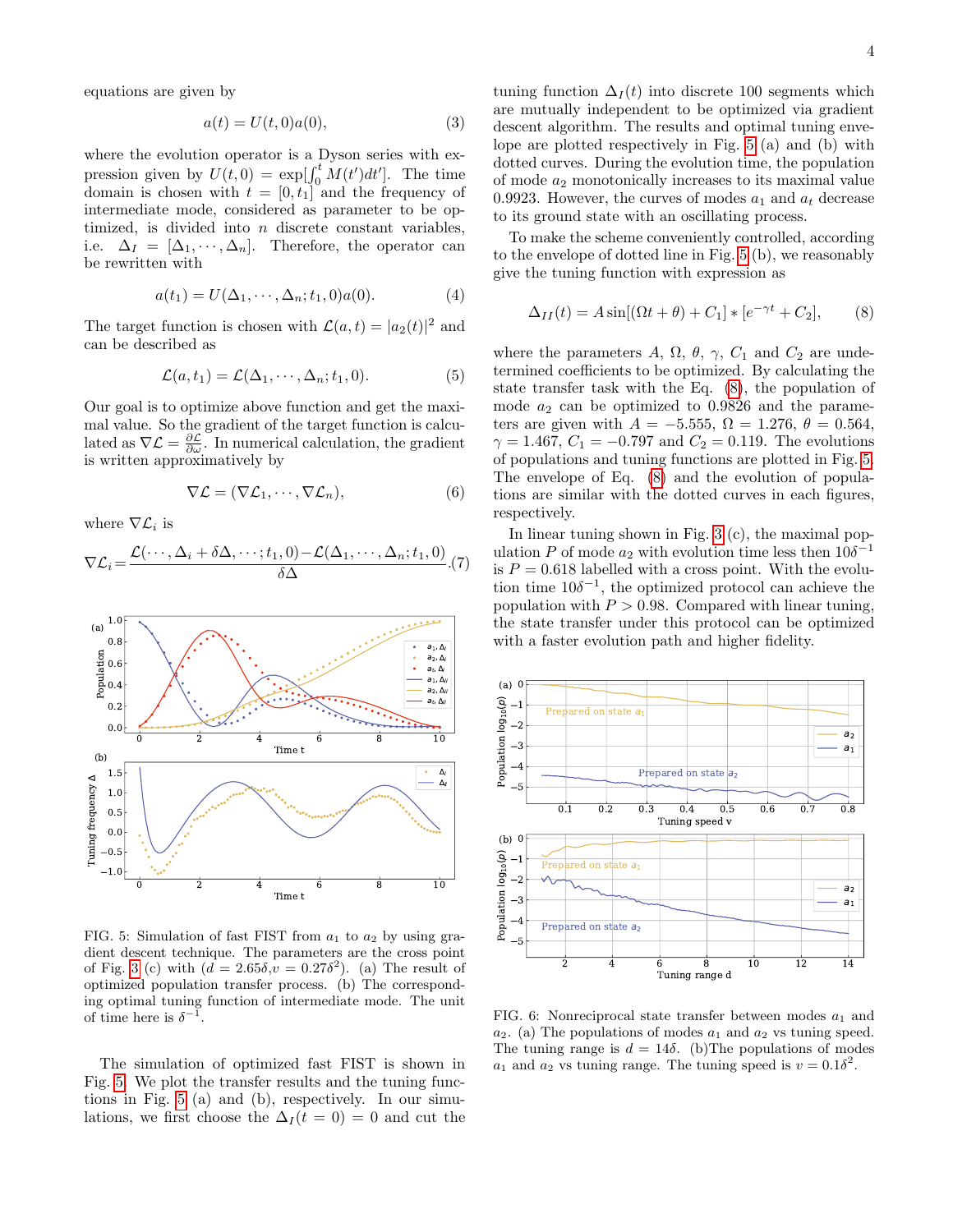equations are given by

$$a(t) = U(t, 0)a(0), \tag{3}$$

where the evolution operator is a Dyson series with expression given by $U(t, 0) = \exp[\int_0^t M(t')dt']$. The time domain is chosen with $t = [0, t_1]$ and the frequency of intermediate mode, considered as parameter to be optimized, is divided into $n$ discrete constant variables, i.e. $\Delta_I = [\Delta_1, \cdots, \Delta_n]$. Therefore, the operator can be rewritten with

$$a(t_1) = U(\Delta_1, \cdots, \Delta_n; t_1, 0)a(0). \tag{4}$$

The target function is chosen with $\mathcal{L}(a, t) = |a_2(t)|^2$ and can be described as

$$\mathcal{L}(a, t_1) = \mathcal{L}(\Delta_1, \cdots, \Delta_n; t_1, 0). \tag{5}$$

Our goal is to optimize above function and get the maximal value. So the gradient of the target function is calculated as $\nabla\mathcal{L} = \frac{\partial\mathcal{L}}{\partial\omega}$. In numerical calculation, the gradient is written approximately by

$$\nabla\mathcal{L} = (\nabla\mathcal{L}_1, \cdots, \nabla\mathcal{L}_n), \tag{6}$$

where $\nabla\mathcal{L}_i$ is

$$\nabla\mathcal{L}_i = \frac{\mathcal{L}(\cdots, \Delta_i + \delta\Delta, \cdots; t_1, 0) - \mathcal{L}(\Delta_1, \cdots, \Delta_n; t_1, 0)}{\delta\Delta}. \tag{7}$$

FIG. 5: Simulation of fast FIST from $a_1$ to $a_2$ by using gradient descent technique. The parameters are the cross point of Fig. 3 (c) with ($d = 2.65\delta$, $v = 0.27\delta^2$). (a) The result of optimized population transfer process. (b) The corresponding optimal tuning function of intermediate mode. The unit of time here is $\delta^{-1}$.

The simulation of optimized fast FIST is shown in Fig. 5. We plot the transfer results and the tuning functions in Fig. 5 (a) and (b), respectively. In our simulations, we first choose the $\Delta_I(t = 0) = 0$ and cut the tuning function $\Delta_I(t)$ into discrete 100 segments which are mutually independent to be optimized via gradient descent algorithm. The results and optimal tuning envelope are plotted respectively in Fig. 5 (a) and (b) with dotted curves. During the evolution time, the population of mode $a_2$ monotonically increases to its maximal value 0.9923. However, the curves of modes $a_1$ and $a_t$ decrease to its ground state with an oscillating process.

To make the scheme conveniently controlled, according to the envelope of dotted line in Fig. 5 (b), we reasonably give the tuning function with expression as

$$\Delta_{II}(t) = A\sin[(\Omega t + \theta) + C_1] * [e^{-\gamma t} + C_2], \tag{8}$$

where the parameters $A$, $\Omega$, $\theta$, $\gamma$, $C_1$ and $C_2$ are undetermined coefficients to be optimized. By calculating the state transfer task with the Eq. (8), the population of mode $a_2$ can be optimized to 0.9826 and the parameters are given with $A = -5.555$, $\Omega = 1.276$, $\theta = 0.564$, $\gamma = 1.467$, $C_1 = -0.797$ and $C_2 = 0.119$. The evolutions of populations and tuning functions are plotted in Fig. 5. The envelope of Eq. (8) and the evolution of populations are similar with the dotted curves in each figures, respectively.

In linear tuning shown in Fig. 3 (c), the maximal population $P$ of mode $a_2$ with evolution time less then $10\delta^{-1}$ is $P = 0.618$ labelled with a cross point. With the evolution time $10\delta^{-1}$, the optimized protocol can achieve the population with $P > 0.98$. Compared with linear tuning, the state transfer under this protocol can be optimized with a faster evolution path and higher fidelity.

FIG. 6: Nonreciprocal state transfer between modes $a_1$ and $a_2$. (a) The populations of modes $a_1$ and $a_2$ vs tuning speed. The tuning range is $d = 14\delta$. (b)The populations of modes $a_1$ and $a_2$ vs tuning range. The tuning speed is $v = 0.1\delta^2$.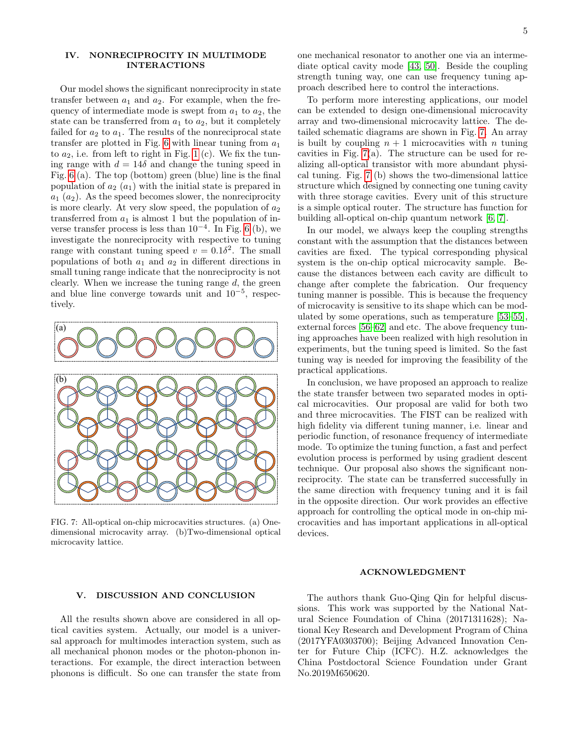## IV. NONRECIPROCITY IN MULTIMODE INTERACTIONS

Our model shows the significant nonreciprocity in state transfer between $a_1$ and $a_2$. For example, when the frequency of intermediate mode is swept from $a_1$ to $a_2$, the state can be transferred from $a_1$ to $a_2$, but it completely failed for $a_2$ to $a_1$. The results of the nonreciprocal state transfer are plotted in Fig. 6 with linear tuning from $a_1$ to $a_2$, i.e. from left to right in Fig. 1 (c). We fix the tuning range with $d = 14\delta$ and change the tuning speed in Fig. 6 (a). The top (bottom) green (blue) line is the final population of $a_2$ ($a_1$) with the initial state is prepared in $a_1$ ($a_2$). As the speed becomes slower, the nonreciprocity is more clearly. At very slow speed, the population of $a_2$ transferred from $a_1$ is almost 1 but the population of inverse transfer process is less than $10^{-4}$. In Fig. 6 (b), we investigate the nonreciprocity with respective to tuning range with constant tuning speed $v = 0.1\delta^2$. The small populations of both $a_1$ and $a_2$ in different directions in small tuning range indicate that the nonreciprocity is not clearly. When we increase the tuning range $d$, the green and blue line converge towards unit and $10^{-5}$, respectively.

FIG. 7: All-optical on-chip microcavities structures. (a) One-dimensional microcavity array. (b)Two-dimensional optical microcavity lattice.

## V. DISCUSSION AND CONCLUSION

All the results shown above are considered in all optical cavities system. Actually, our model is a universal approach for multimodes interaction system, such as all mechanical phonon modes or the photon-phonon interactions. For example, the direct interaction between phonons is difficult. So one can transfer the state from one mechanical resonator to another one via an intermediate optical cavity mode [43, 50]. Beside the coupling strength tuning way, one can use frequency tuning approach described here to control the interactions.

To perform more interesting applications, our model can be extended to design one-dimensional microcavity array and two-dimensional microcavity lattice. The detailed schematic diagrams are shown in Fig. 7. An array is built by coupling $n + 1$ microcavities with $n$ tuning cavities in Fig. 7(a). The structure can be used for realizing all-optical transistor with more abundant physical tuning. Fig. 7 (b) shows the two-dimensional lattice structure which designed by connecting one tuning cavity with three storage cavities. Every unit of this structure is a simple optical router. The structure has function for building all-optical on-chip quantum network [6, 7].

In our model, we always keep the coupling strengths constant with the assumption that the distances between cavities are fixed. The typical corresponding physical system is the on-chip optical microcavity sample. Because the distances between each cavity are difficult to change after complete the fabrication. Our frequency tuning manner is possible. This is because the frequency of microcavity is sensitive to its shape which can be modulated by some operations, such as temperature [53–55], external forces [56–62] and etc. The above frequency tuning approaches have been realized with high resolution in experiments, but the tuning speed is limited. So the fast tuning way is needed for improving the feasibility of the practical applications.

In conclusion, we have proposed an approach to realize the state transfer between two separated modes in optical microcavities. Our proposal are valid for both two and three microcavities. The FIST can be realized with high fidelity via different tuning manner, i.e. linear and periodic function, of resonance frequency of intermediate mode. To optimize the tuning function, a fast and perfect evolution process is performed by using gradient descent technique. Our proposal also shows the significant nonreciprocity. The state can be transferred successfully in the same direction with frequency tuning and it is fail in the opposite direction. Our work provides an effective approach for controlling the optical mode in on-chip microcavities and has important applications in all-optical devices.

## ACKNOWLEDGMENT

The authors thank Guo-Qing Qin for helpful discussions. This work was supported by the National Natural Science Foundation of China (20171311628); National Key Research and Development Program of China (2017YFA0303700); Beijing Advanced Innovation Center for Future Chip (ICFC). H.Z. acknowledges the China Postdoctoral Science Foundation under Grant No.2019M650620.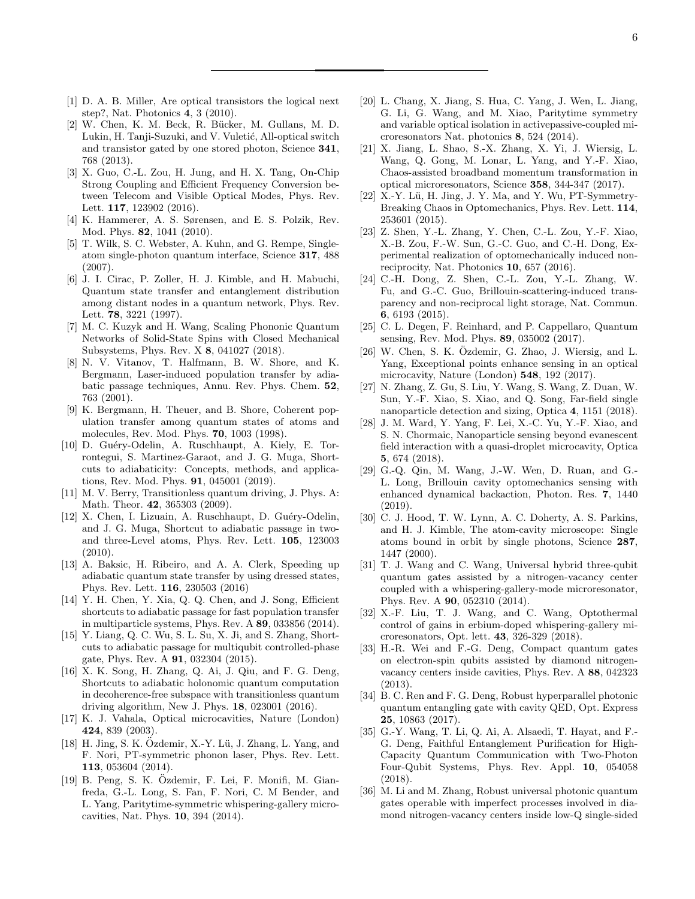[1] D. A. B. Miller, Are optical transistors the logical next step?, Nat. Photonics **4**, 3 (2010).

[2] W. Chen, K. M. Beck, R. Bücker, M. Gullans, M. D. Lukin, H. Tanji-Suzuki, and V. Vuletić, All-optical switch and transistor gated by one stored photon, Science **341**, 768 (2013).

[3] X. Guo, C.-L. Zou, H. Jung, and H. X. Tang, On-Chip Strong Coupling and Efficient Frequency Conversion between Telecom and Visible Optical Modes, Phys. Rev. Lett. **117**, 123902 (2016).

[4] K. Hammerer, A. S. Sørensen, and E. S. Polzik, Rev. Mod. Phys. **82**, 1041 (2010).

[5] T. Wilk, S. C. Webster, A. Kuhn, and G. Rempe, Single-atom single-photon quantum interface, Science **317**, 488 (2007).

[6] J. I. Cirac, P. Zoller, H. J. Kimble, and H. Mabuchi, Quantum state transfer and entanglement distribution among distant nodes in a quantum network, Phys. Rev. Lett. **78**, 3221 (1997).

[7] M. C. Kuzyk and H. Wang, Scaling Phononic Quantum Networks of Solid-State Spins with Closed Mechanical Subsystems, Phys. Rev. X **8**, 041027 (2018).

[8] N. V. Vitanov, T. Halfmann, B. W. Shore, and K. Bergmann, Laser-induced population transfer by adiabatic passage techniques, Annu. Rev. Phys. Chem. **52**, 763 (2001).

[9] K. Bergmann, H. Theuer, and B. Shore, Coherent population transfer among quantum states of atoms and molecules, Rev. Mod. Phys. **70**, 1003 (1998).

[10] D. Guéry-Odelin, A. Ruschhaupt, A. Kiely, E. Torrontegui, S. Martinez-Garaot, and J. G. Muga, Shortcuts to adiabaticity: Concepts, methods, and applications, Rev. Mod. Phys. **91**, 045001 (2019).

[11] M. V. Berry, Transitionless quantum driving, J. Phys. A: Math. Theor. **42**, 365303 (2009).

[12] X. Chen, I. Lizuain, A. Ruschhaupt, D. Guéry-Odelin, and J. G. Muga, Shortcut to adiabatic passage in two- and three-Level atoms, Phys. Rev. Lett. **105**, 123003 (2010).

[13] A. Baksic, H. Ribeiro, and A. A. Clerk, Speeding up adiabatic quantum state transfer by using dressed states, Phys. Rev. Lett. **116**, 230503 (2016)

[14] Y. H. Chen, Y. Xia, Q. Q. Chen, and J. Song, Efficient shortcuts to adiabatic passage for fast population transfer in multiparticle systems, Phys. Rev. A **89**, 033856 (2014).

[15] Y. Liang, Q. C. Wu, S. L. Su, X. Ji, and S. Zhang, Shortcuts to adiabatic passage for multiqubit controlled-phase gate, Phys. Rev. A **91**, 032304 (2015).

[16] X. K. Song, H. Zhang, Q. Ai, J. Qiu, and F. G. Deng, Shortcuts to adiabatic holonomic quantum computation in decoherence-free subspace with transitionless quantum driving algorithm, New J. Phys. **18**, 023001 (2016).

[17] K. J. Vahala, Optical microcavities, Nature (London) **424**, 839 (2003).

[18] H. Jing, S. K. Özdemir, X.-Y. Lü, J. Zhang, L. Yang, and F. Nori, PT-symmetric phonon laser, Phys. Rev. Lett. **113**, 053604 (2014).

[19] B. Peng, S. K. Özdemir, F. Lei, F. Monifi, M. Gianfreda, G.-L. Long, S. Fan, F. Nori, C. M Bender, and L. Yang, Paritytime-symmetric whispering-gallery microcavities, Nat. Phys. **10**, 394 (2014).

[20] L. Chang, X. Jiang, S. Hua, C. Yang, J. Wen, L. Jiang, G. Li, G. Wang, and M. Xiao, Paritytime symmetry and variable optical isolation in activepassive-coupled microresonators Nat. photonics **8**, 524 (2014).

[21] X. Jiang, L. Shao, S.-X. Zhang, X. Yi, J. Wiersig, L. Wang, Q. Gong, M. Lonar, L. Yang, and Y.-F. Xiao, Chaos-assisted broadband momentum transformation in optical microresonators, Science **358**, 344-347 (2017).

[22] X.-Y. Lü, H. Jing, J. Y. Ma, and Y. Wu, PT-Symmetry-Breaking Chaos in Optomechanics, Phys. Rev. Lett. **114**, 253601 (2015).

[23] Z. Shen, Y.-L. Zhang, Y. Chen, C.-L. Zou, Y.-F. Xiao, X.-B. Zou, F.-W. Sun, G.-C. Guo, and C.-H. Dong, Experimental realization of optomechanically induced non-reciprocity, Nat. Photonics **10**, 657 (2016).

[24] C.-H. Dong, Z. Shen, C.-L. Zou, Y.-L. Zhang, W. Fu, and G.-C. Guo, Brillouin-scattering-induced transparency and non-reciprocal light storage, Nat. Commun. **6**, 6193 (2015).

[25] C. L. Degen, F. Reinhard, and P. Cappellaro, Quantum sensing, Rev. Mod. Phys. **89**, 035002 (2017).

[26] W. Chen, S. K. Özdemir, G. Zhao, J. Wiersig, and L. Yang, Exceptional points enhance sensing in an optical microcavity, Nature (London) **548**, 192 (2017).

[27] N. Zhang, Z. Gu, S. Liu, Y. Wang, S. Wang, Z. Duan, W. Sun, Y.-F. Xiao, S. Xiao, and Q. Song, Far-field single nanoparticle detection and sizing, Optica **4**, 1151 (2018).

[28] J. M. Ward, Y. Yang, F. Lei, X.-C. Yu, Y.-F. Xiao, and S. N. Chormaic, Nanoparticle sensing beyond evanescent field interaction with a quasi-droplet microcavity, Optica **5**, 674 (2018).

[29] G.-Q. Qin, M. Wang, J.-W. Wen, D. Ruan, and G.-L. Long, Brillouin cavity optomechanics sensing with enhanced dynamical backaction, Photon. Res. **7**, 1440 (2019).

[30] C. J. Hood, T. W. Lynn, A. C. Doherty, A. S. Parkins, and H. J. Kimble, The atom-cavity microscope: Single atoms bound in orbit by single photons, Science **287**, 1447 (2000).

[31] T. J. Wang and C. Wang, Universal hybrid three-qubit quantum gates assisted by a nitrogen-vacancy center coupled with a whispering-gallery-mode microresonator, Phys. Rev. A **90**, 052310 (2014).

[32] X.-F. Liu, T. J. Wang, and C. Wang, Optothermal control of gains in erbium-doped whispering-gallery microresonators, Opt. lett. **43**, 326-329 (2018).

[33] H.-R. Wei and F.-G. Deng, Compact quantum gates on electron-spin qubits assisted by diamond nitrogen-vacancy centers inside cavities, Phys. Rev. A **88**, 042323 (2013).

[34] B. C. Ren and F. G. Deng, Robust hyperparallel photonic quantum entangling gate with cavity QED, Opt. Express **25**, 10863 (2017).

[35] G.-Y. Wang, T. Li, Q. Ai, A. Alsaedi, T. Hayat, and F.-G. Deng, Faithful Entanglement Purification for High-Capacity Quantum Communication with Two-Photon Four-Qubit Systems, Phys. Rev. Appl. **10**, 054058 (2018).

[36] M. Li and M. Zhang, Robust universal photonic quantum gates operable with imperfect processes involved in diamond nitrogen-vacancy centers inside low-Q single-sided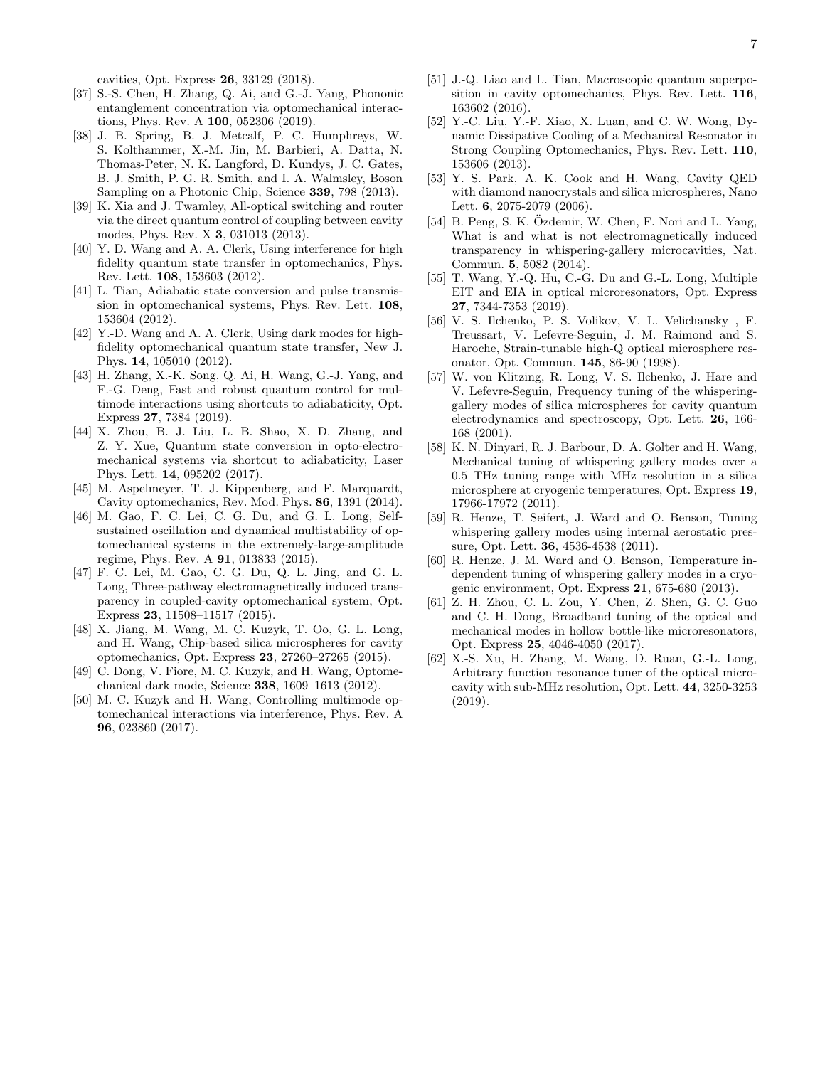cavities, Opt. Express **26**, 33129 (2018).

[37] S.-S. Chen, H. Zhang, Q. Ai, and G.-J. Yang, Phononic entanglement concentration via optomechanical interactions, Phys. Rev. A **100**, 052306 (2019).

[38] J. B. Spring, B. J. Metcalf, P. C. Humphreys, W. S. Kolthammer, X.-M. Jin, M. Barbieri, A. Datta, N. Thomas-Peter, N. K. Langford, D. Kundys, J. C. Gates, B. J. Smith, P. G. R. Smith, and I. A. Walmsley, Boson Sampling on a Photonic Chip, Science **339**, 798 (2013).

[39] K. Xia and J. Twamley, All-optical switching and router via the direct quantum control of coupling between cavity modes, Phys. Rev. X **3**, 031013 (2013).

[40] Y. D. Wang and A. A. Clerk, Using interference for high fidelity quantum state transfer in optomechanics, Phys. Rev. Lett. **108**, 153603 (2012).

[41] L. Tian, Adiabatic state conversion and pulse transmission in optomechanical systems, Phys. Rev. Lett. **108**, 153604 (2012).

[42] Y.-D. Wang and A. A. Clerk, Using dark modes for high-fidelity optomechanical quantum state transfer, New J. Phys. **14**, 105010 (2012).

[43] H. Zhang, X.-K. Song, Q. Ai, H. Wang, G.-J. Yang, and F.-G. Deng, Fast and robust quantum control for multimode interactions using shortcuts to adiabaticity, Opt. Express **27**, 7384 (2019).

[44] X. Zhou, B. J. Liu, L. B. Shao, X. D. Zhang, and Z. Y. Xue, Quantum state conversion in opto-electro-mechanical systems via shortcut to adiabaticity, Laser Phys. Lett. **14**, 095202 (2017).

[45] M. Aspelmeyer, T. J. Kippenberg, and F. Marquardt, Cavity optomechanics, Rev. Mod. Phys. **86**, 1391 (2014).

[46] M. Gao, F. C. Lei, C. G. Du, and G. L. Long, Self-sustained oscillation and dynamical multistability of optomechanical systems in the extremely-large-amplitude regime, Phys. Rev. A **91**, 013833 (2015).

[47] F. C. Lei, M. Gao, C. G. Du, Q. L. Jing, and G. L. Long, Three-pathway electromagnetically induced transparency in coupled-cavity optomechanical system, Opt. Express **23**, 11508–11517 (2015).

[48] X. Jiang, M. Wang, M. C. Kuzyk, T. Oo, G. L. Long, and H. Wang, Chip-based silica microspheres for cavity optomechanics, Opt. Express **23**, 27260–27265 (2015).

[49] C. Dong, V. Fiore, M. C. Kuzyk, and H. Wang, Optomechanical dark mode, Science **338**, 1609–1613 (2012).

[50] M. C. Kuzyk and H. Wang, Controlling multimode optomechanical interactions via interference, Phys. Rev. A **96**, 023860 (2017).

[51] J.-Q. Liao and L. Tian, Macroscopic quantum superposition in cavity optomechanics, Phys. Rev. Lett. **116**, 163602 (2016).

[52] Y.-C. Liu, Y.-F. Xiao, X. Luan, and C. W. Wong, Dynamic Dissipative Cooling of a Mechanical Resonator in Strong Coupling Optomechanics, Phys. Rev. Lett. **110**, 153606 (2013).

[53] Y. S. Park, A. K. Cook and H. Wang, Cavity QED with diamond nanocrystals and silica microspheres, Nano Lett. **6**, 2075-2079 (2006).

[54] B. Peng, S. K. Özdemir, W. Chen, F. Nori and L. Yang, What is and what is not electromagnetically induced transparency in whispering-gallery microcavities, Nat. Commun. **5**, 5082 (2014).

[55] T. Wang, Y.-Q. Hu, C.-G. Du and G.-L. Long, Multiple EIT and EIA in optical microresonators, Opt. Express **27**, 7344-7353 (2019).

[56] V. S. Ilchenko, P. S. Volikov, V. L. Velichansky , F. Treussart, V. Lefevre-Seguin, J. M. Raimond and S. Haroche, Strain-tunable high-Q optical microsphere resonator, Opt. Commun. **145**, 86-90 (1998).

[57] W. von Klitzing, R. Long, V. S. Ilchenko, J. Hare and V. Lefevre-Seguin, Frequency tuning of the whispering-gallery modes of silica microspheres for cavity quantum electrodynamics and spectroscopy, Opt. Lett. **26**, 166-168 (2001).

[58] K. N. Dinyari, R. J. Barbour, D. A. Golter and H. Wang, Mechanical tuning of whispering gallery modes over a 0.5 THz tuning range with MHz resolution in a silica microsphere at cryogenic temperatures, Opt. Express **19**, 17966-17972 (2011).

[59] R. Henze, T. Seifert, J. Ward and O. Benson, Tuning whispering gallery modes using internal aerostatic pressure, Opt. Lett. **36**, 4536-4538 (2011).

[60] R. Henze, J. M. Ward and O. Benson, Temperature independent tuning of whispering gallery modes in a cryogenic environment, Opt. Express **21**, 675-680 (2013).

[61] Z. H. Zhou, C. L. Zou, Y. Chen, Z. Shen, G. C. Guo and C. H. Dong, Broadband tuning of the optical and mechanical modes in hollow bottle-like microresonators, Opt. Express **25**, 4046-4050 (2017).

[62] X.-S. Xu, H. Zhang, M. Wang, D. Ruan, G.-L. Long, Arbitrary function resonance tuner of the optical microcavity with sub-MHz resolution, Opt. Lett. **44**, 3250-3253 (2019).